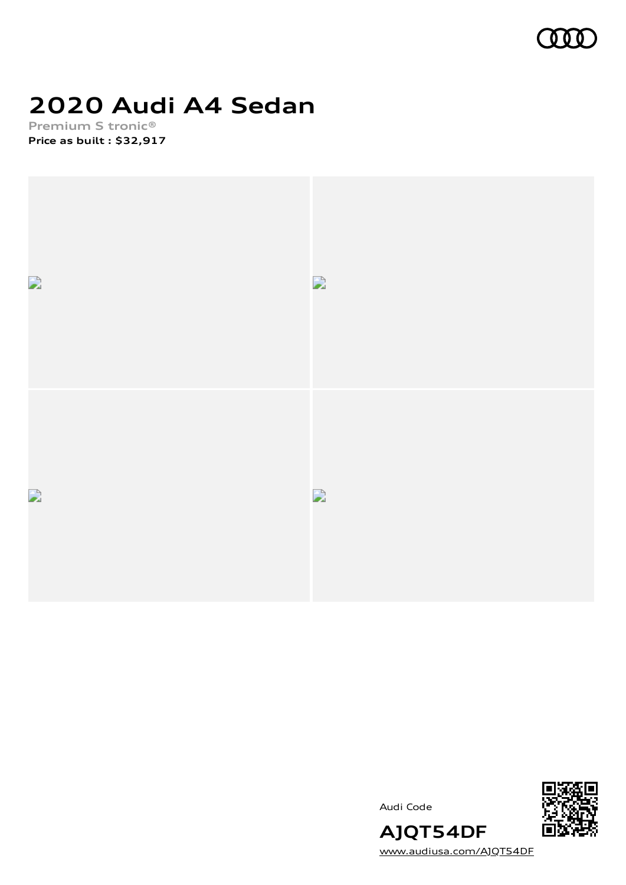# 2020 Audi A4 Sedan

Premium S tronic®

**Price as built : $32,917**

Audi Code

**AJQT54DF**

www.audiusa.com/AJQT54DF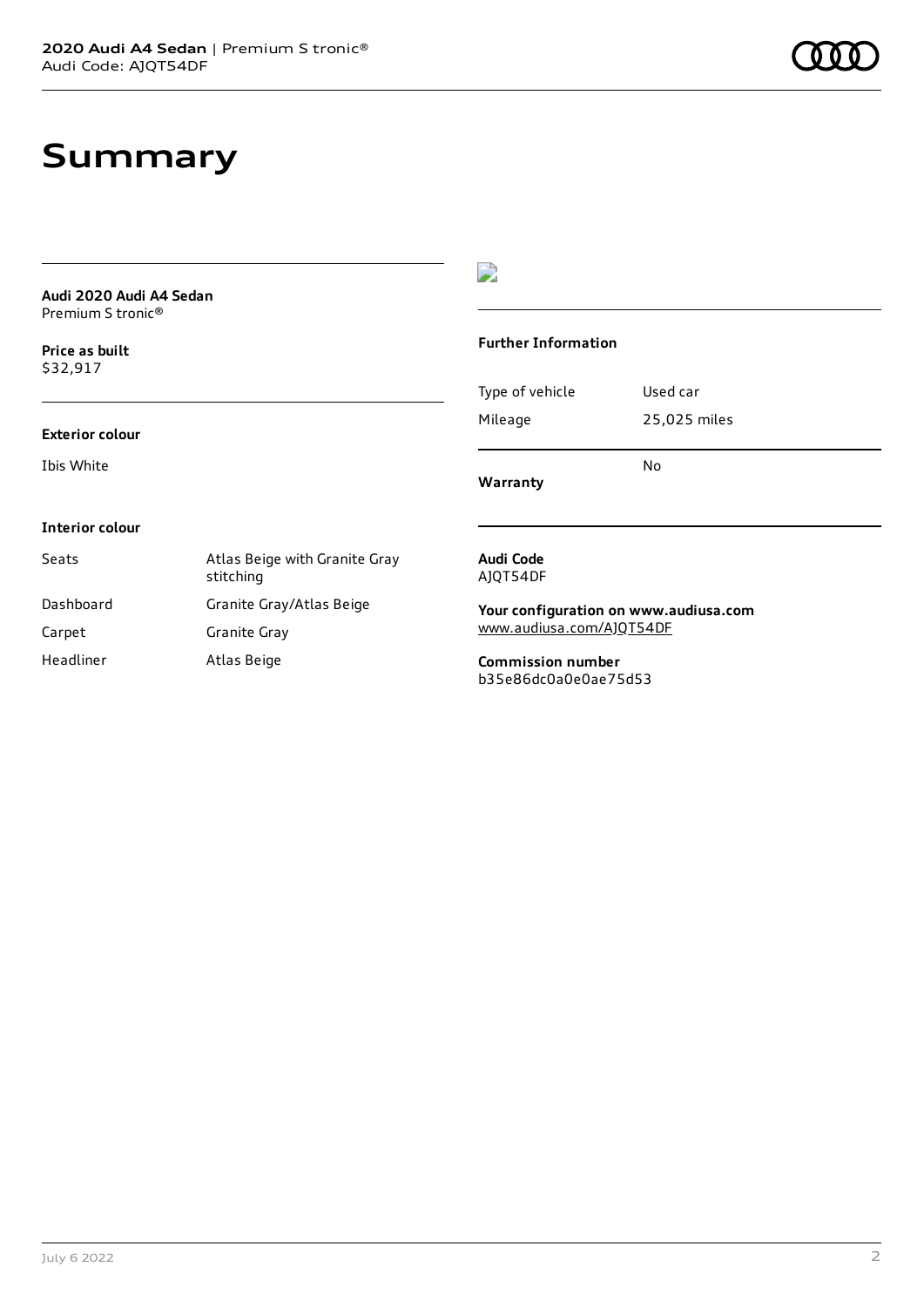# Summary

**Audi 2020 Audi A4 Sedan**
Premium S tronic®

**Price as built**
$32,917

### Exterior colour

Ibis White

### Interior colour

| | |
|---|---|
| Seats | Atlas Beige with Granite Gray stitching |
| Dashboard | Granite Gray/Atlas Beige |
| Carpet | Granite Gray |
| Headliner | Atlas Beige |

### Further Information

| | |
|---|---|
| Type of vehicle | Used car |
| Mileage | 25,025 miles |
| **Warranty** | No |

**Audi Code**
AJQT54DF

**Your configuration on www.audiusa.com**
www.audiusa.com/AJQT54DF

**Commission number**
b35e86dc0a0e0ae75d53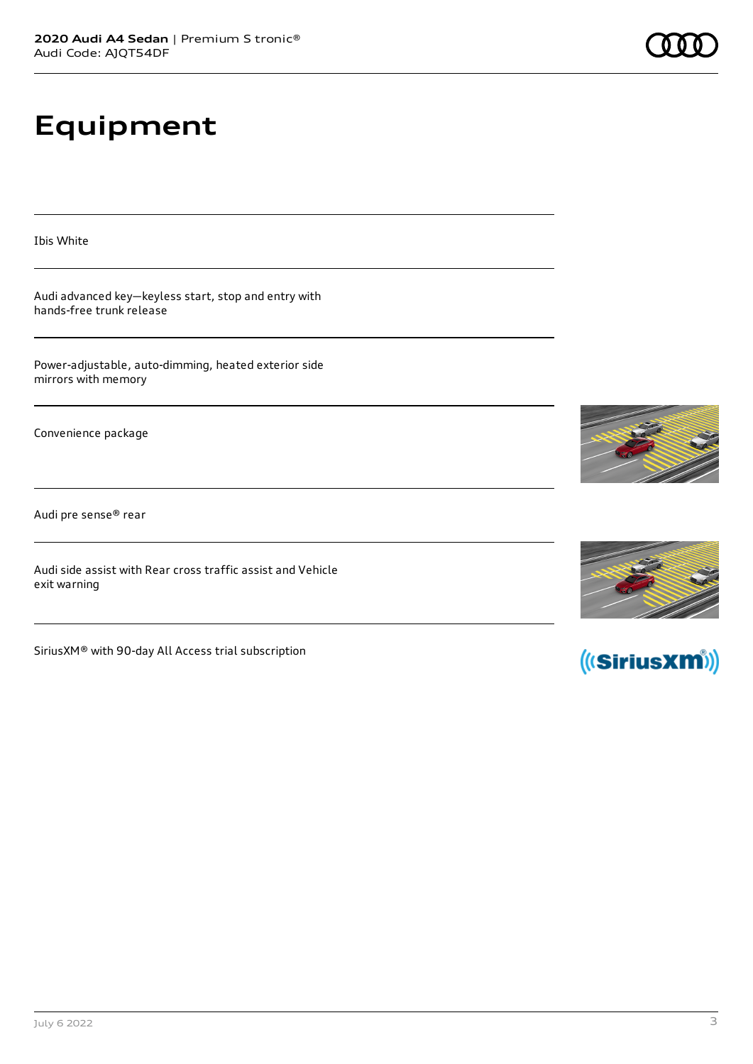# Equipment

Ibis White

Audi advanced key—keyless start, stop and entry with hands-free trunk release

Power-adjustable, auto-dimming, heated exterior side mirrors with memory

Convenience package

Audi pre sense® rear

Audi side assist with Rear cross traffic assist and Vehicle exit warning

SiriusXM® with 90-day All Access trial subscription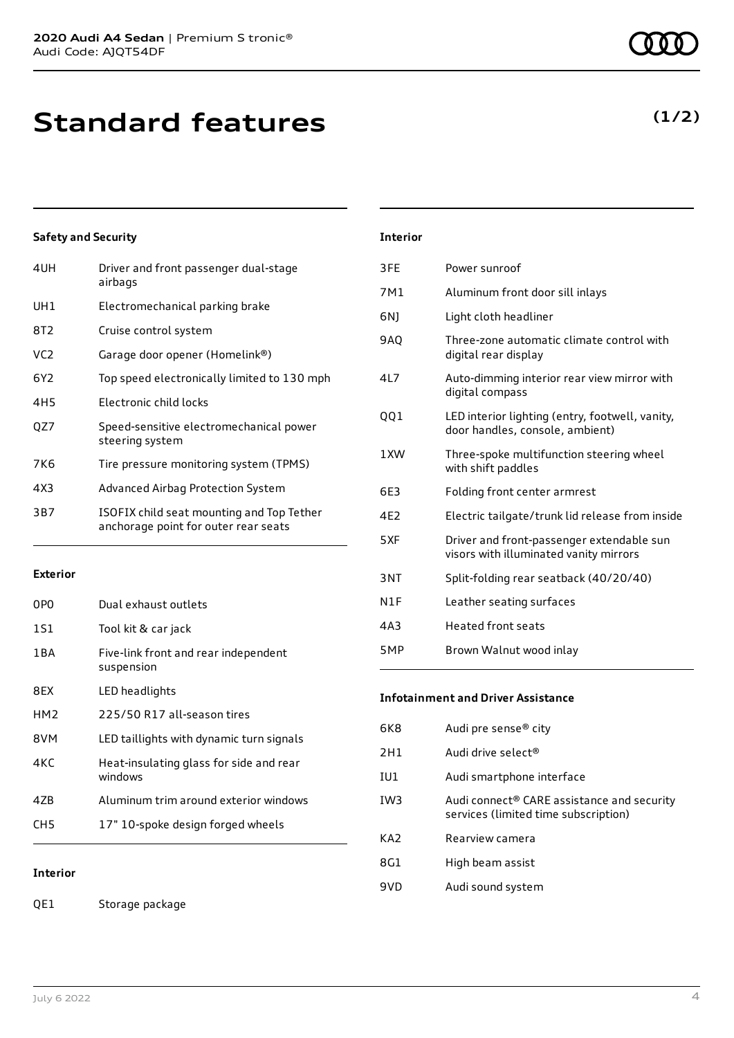# Standard features

**(1/2)**

### Safety and Security

| | |
|---|---|
| 4UH | Driver and front passenger dual-stage airbags |
| UH1 | Electromechanical parking brake |
| 8T2 | Cruise control system |
| VC2 | Garage door opener (Homelink®) |
| 6Y2 | Top speed electronically limited to 130 mph |
| 4H5 | Electronic child locks |
| QZ7 | Speed-sensitive electromechanical power steering system |
| 7K6 | Tire pressure monitoring system (TPMS) |
| 4X3 | Advanced Airbag Protection System |
| 3B7 | ISOFIX child seat mounting and Top Tether anchorage point for outer rear seats |

### Exterior

| | |
|---|---|
| 0P0 | Dual exhaust outlets |
| 1S1 | Tool kit & car jack |
| 1BA | Five-link front and rear independent suspension |
| 8EX | LED headlights |
| HM2 | 225/50 R17 all-season tires |
| 8VM | LED taillights with dynamic turn signals |
| 4KC | Heat-insulating glass for side and rear windows |
| 4ZB | Aluminum trim around exterior windows |
| CH5 | 17" 10-spoke design forged wheels |

### Interior

| | |
|---|---|
| QE1 | Storage package |
| 3FE | Power sunroof |
| 7M1 | Aluminum front door sill inlays |
| 6NJ | Light cloth headliner |
| 9AQ | Three-zone automatic climate control with digital rear display |
| 4L7 | Auto-dimming interior rear view mirror with digital compass |
| QQ1 | LED interior lighting (entry, footwell, vanity, door handles, console, ambient) |
| 1XW | Three-spoke multifunction steering wheel with shift paddles |
| 6E3 | Folding front center armrest |
| 4E2 | Electric tailgate/trunk lid release from inside |
| 5XF | Driver and front-passenger extendable sun visors with illuminated vanity mirrors |
| 3NT | Split-folding rear seatback (40/20/40) |
| N1F | Leather seating surfaces |
| 4A3 | Heated front seats |
| 5MP | Brown Walnut wood inlay |

### Infotainment and Driver Assistance

| | |
|---|---|
| 6K8 | Audi pre sense® city |
| 2H1 | Audi drive select® |
| IU1 | Audi smartphone interface |
| IW3 | Audi connect® CARE assistance and security services (limited time subscription) |
| KA2 | Rearview camera |
| 8G1 | High beam assist |
| 9VD | Audi sound system |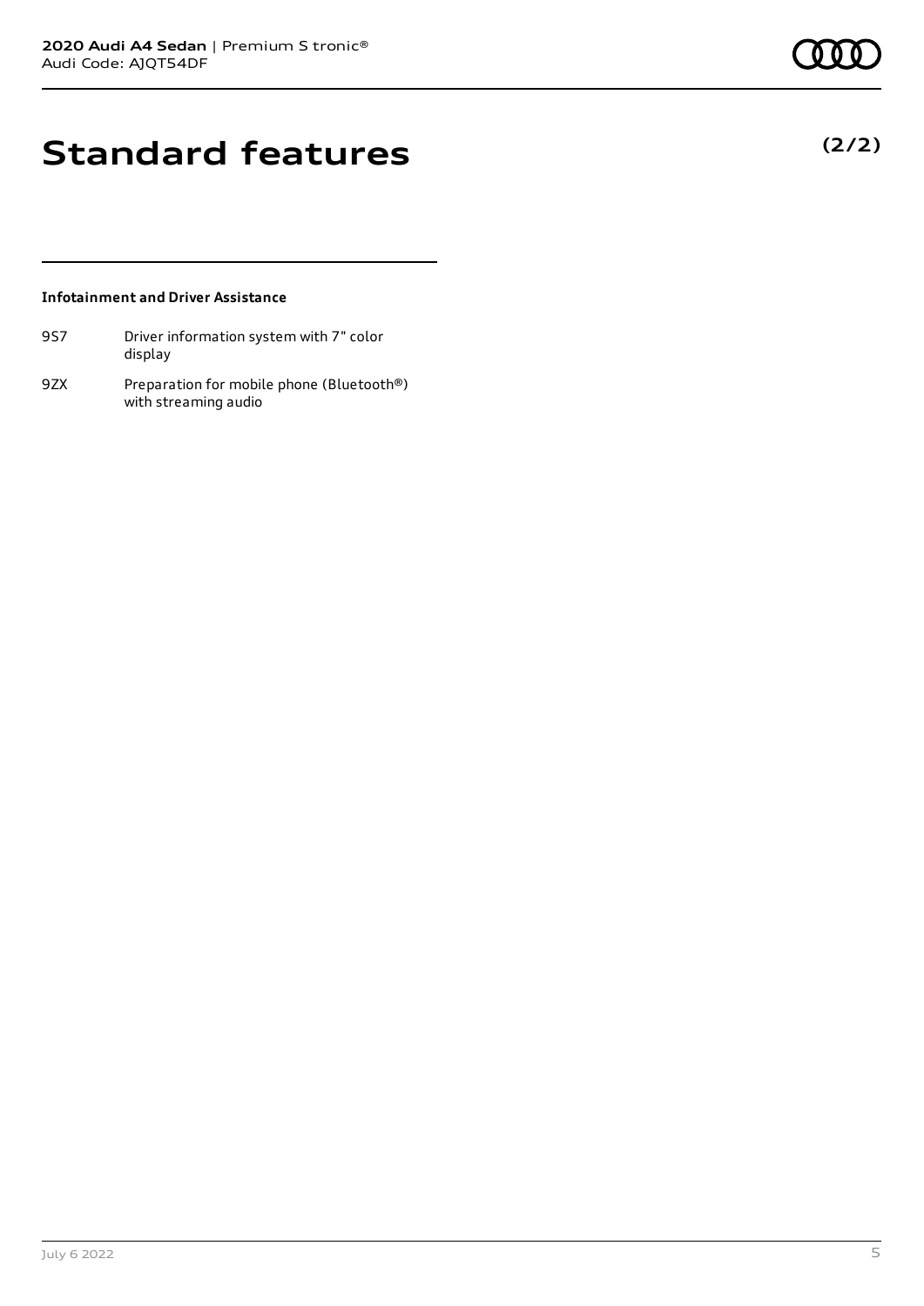# Standard features

**(2/2)**

### Infotainment and Driver Assistance

| | |
|---|---|
| 9S7 | Driver information system with 7" color display |
| 9ZX | Preparation for mobile phone (Bluetooth®) with streaming audio |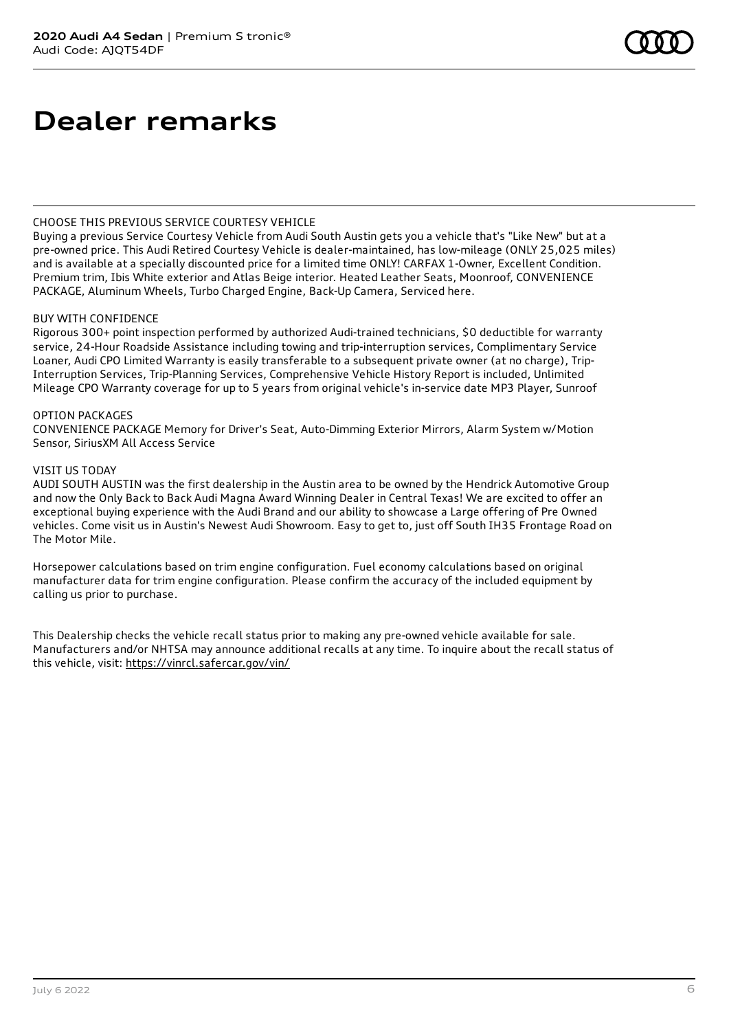# Dealer remarks

CHOOSE THIS PREVIOUS SERVICE COURTESY VEHICLE
Buying a previous Service Courtesy Vehicle from Audi South Austin gets you a vehicle that's "Like New" but at a pre-owned price. This Audi Retired Courtesy Vehicle is dealer-maintained, has low-mileage (ONLY 25,025 miles) and is available at a specially discounted price for a limited time ONLY! CARFAX 1-Owner, Excellent Condition. Premium trim, Ibis White exterior and Atlas Beige interior. Heated Leather Seats, Moonroof, CONVENIENCE PACKAGE, Aluminum Wheels, Turbo Charged Engine, Back-Up Camera, Serviced here.

BUY WITH CONFIDENCE
Rigorous 300+ point inspection performed by authorized Audi-trained technicians, $0 deductible for warranty service, 24-Hour Roadside Assistance including towing and trip-interruption services, Complimentary Service Loaner, Audi CPO Limited Warranty is easily transferable to a subsequent private owner (at no charge), Trip-Interruption Services, Trip-Planning Services, Comprehensive Vehicle History Report is included, Unlimited Mileage CPO Warranty coverage for up to 5 years from original vehicle's in-service date MP3 Player, Sunroof

OPTION PACKAGES
CONVENIENCE PACKAGE Memory for Driver's Seat, Auto-Dimming Exterior Mirrors, Alarm System w/Motion Sensor, SiriusXM All Access Service

VISIT US TODAY
AUDI SOUTH AUSTIN was the first dealership in the Austin area to be owned by the Hendrick Automotive Group and now the Only Back to Back Audi Magna Award Winning Dealer in Central Texas! We are excited to offer an exceptional buying experience with the Audi Brand and our ability to showcase a Large offering of Pre Owned vehicles. Come visit us in Austin's Newest Audi Showroom. Easy to get to, just off South IH35 Frontage Road on The Motor Mile.

Horsepower calculations based on trim engine configuration. Fuel economy calculations based on original manufacturer data for trim engine configuration. Please confirm the accuracy of the included equipment by calling us prior to purchase.

This Dealership checks the vehicle recall status prior to making any pre-owned vehicle available for sale. Manufacturers and/or NHTSA may announce additional recalls at any time. To inquire about the recall status of this vehicle, visit: https://vinrcl.safercar.gov/vin/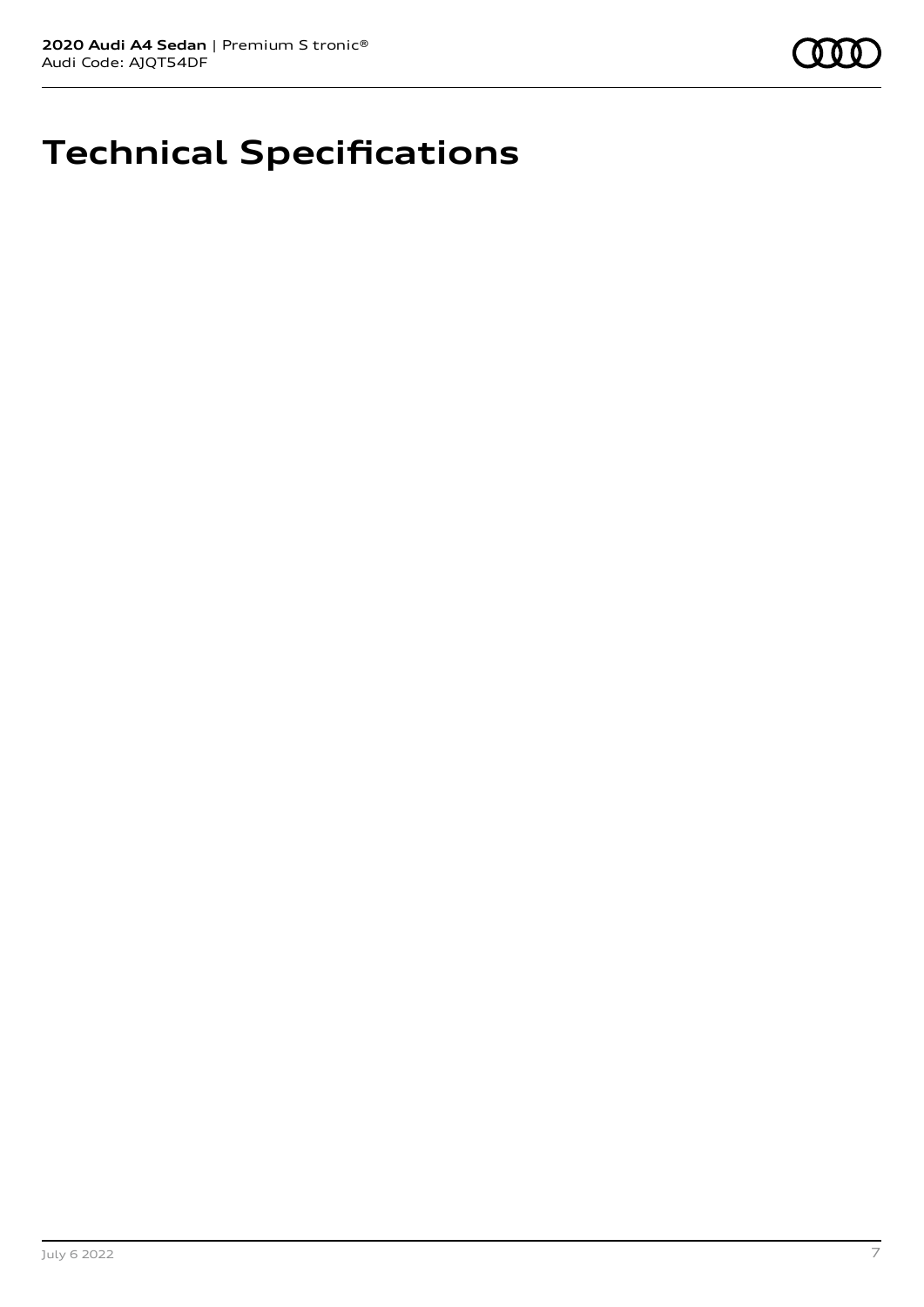# Technical Specifications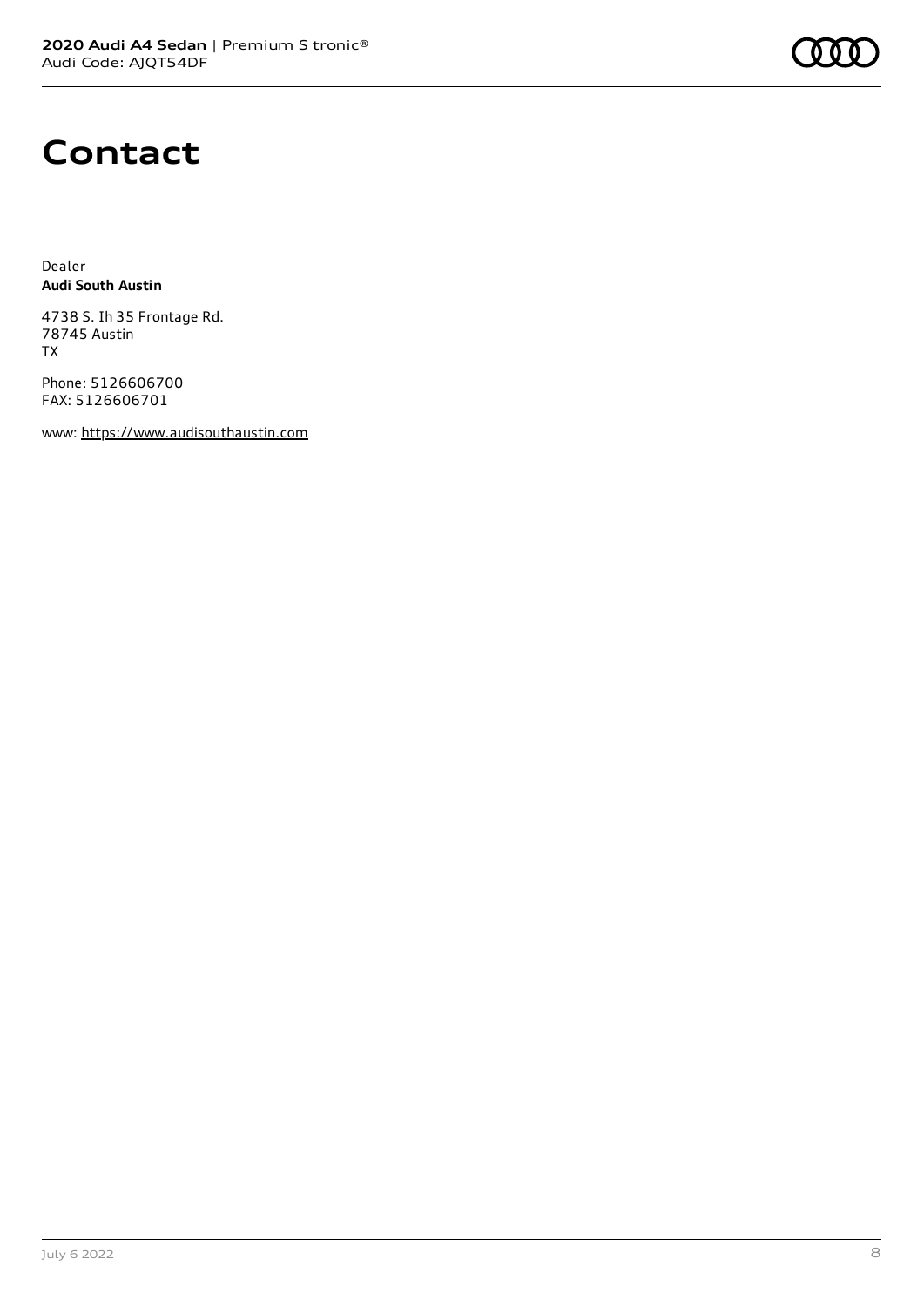# Contact

Dealer
**Audi South Austin**

4738 S. Ih 35 Frontage Rd.
78745 Austin
TX

Phone: 5126606700
FAX: 5126606701

www: https://www.audisouthaustin.com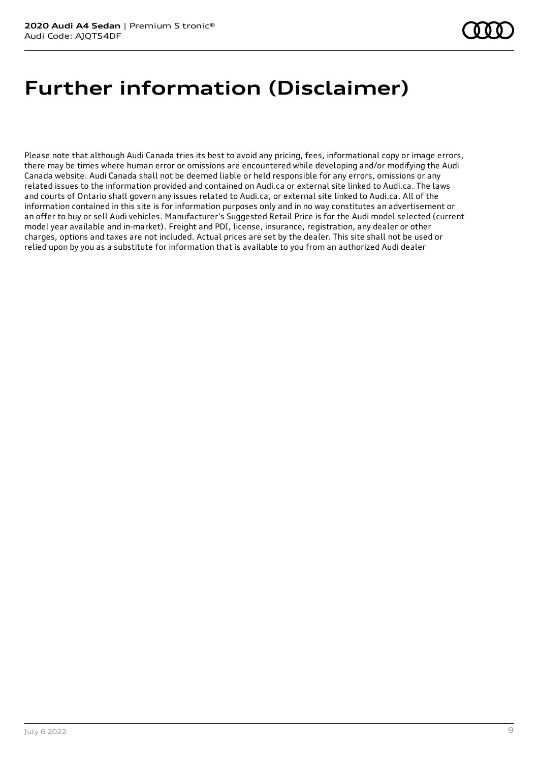# Further information (Disclaimer)

Please note that although Audi Canada tries its best to avoid any pricing, fees, informational copy or image errors, there may be times where human error or omissions are encountered while developing and/or modifying the Audi Canada website. Audi Canada shall not be deemed liable or held responsible for any errors, omissions or any related issues to the information provided and contained on Audi.ca or external site linked to Audi.ca. The laws and courts of Ontario shall govern any issues related to Audi.ca, or external site linked to Audi.ca. All of the information contained in this site is for information purposes only and in no way constitutes an advertisement or an offer to buy or sell Audi vehicles. Manufacturer's Suggested Retail Price is for the Audi model selected (current model year available and in-market). Freight and PDI, license, insurance, registration, any dealer or other charges, options and taxes are not included. Actual prices are set by the dealer. This site shall not be used or relied upon by you as a substitute for information that is available to you from an authorized Audi dealer